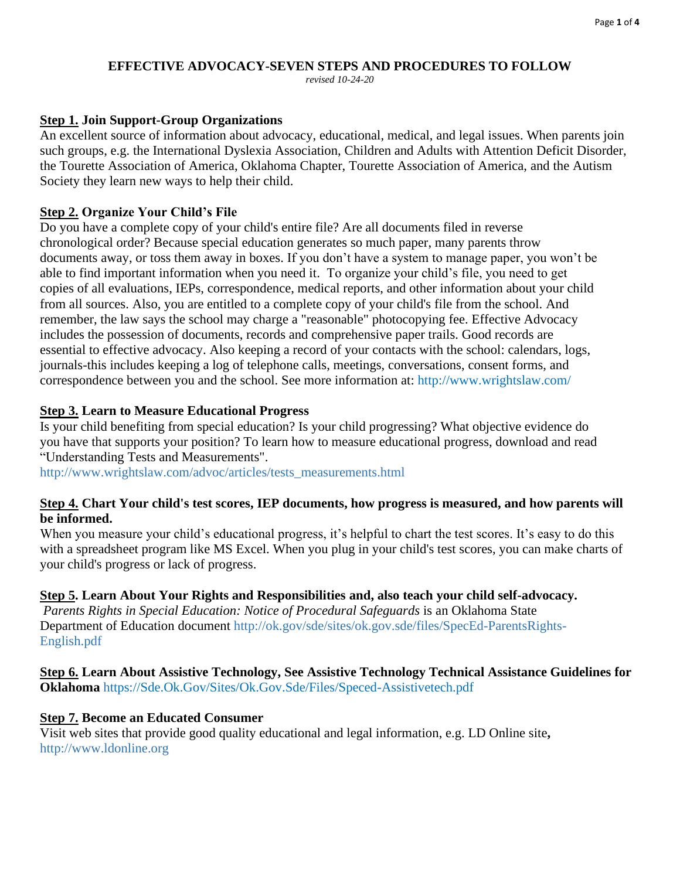# EFFECTIVE ADVOCACY-SEVEN STEPS AND PROCEDURES TO FOLLOW

*revised 10-24-20*

## Step 1. Join Support-Group Organizations

An excellent source of information about advocacy, educational, medical, and legal issues. When parents join such groups, e.g. the International Dyslexia Association, Children and Adults with Attention Deficit Disorder, the Tourette Association of America, Oklahoma Chapter, Tourette Association of America, and the Autism Society they learn new ways to help their child.

## Step 2. Organize Your Child's File

Do you have a complete copy of your child's entire file? Are all documents filed in reverse chronological order? Because special education generates so much paper, many parents throw documents away, or toss them away in boxes. If you don't have a system to manage paper, you won't be able to find important information when you need it. To organize your child's file, you need to get copies of all evaluations, IEPs, correspondence, medical reports, and other information about your child from all sources. Also, you are entitled to a complete copy of your child's file from the school. And remember, the law says the school may charge a "reasonable" photocopying fee. Effective Advocacy includes the possession of documents, records and comprehensive paper trails. Good records are essential to effective advocacy. Also keeping a record of your contacts with the school: calendars, logs, journals-this includes keeping a log of telephone calls, meetings, conversations, consent forms, and correspondence between you and the school. See more information at: http://www.wrightslaw.com/

## Step 3. Learn to Measure Educational Progress

Is your child benefiting from special education? Is your child progressing? What objective evidence do you have that supports your position? To learn how to measure educational progress, download and read "Understanding Tests and Measurements".
http://www.wrightslaw.com/advoc/articles/tests_measurements.html

## Step 4. Chart Your child's test scores, IEP documents, how progress is measured, and how parents will be informed.

When you measure your child's educational progress, it's helpful to chart the test scores. It's easy to do this with a spreadsheet program like MS Excel. When you plug in your child's test scores, you can make charts of your child's progress or lack of progress.

## Step 5. Learn About Your Rights and Responsibilities and, also teach your child self-advocacy.

*Parents Rights in Special Education: Notice of Procedural Safeguards* is an Oklahoma State Department of Education document http://ok.gov/sde/sites/ok.gov.sde/files/SpecEd-ParentsRights-English.pdf

## Step 6. Learn About Assistive Technology, See Assistive Technology Technical Assistance Guidelines for Oklahoma https://Sde.Ok.Gov/Sites/Ok.Gov.Sde/Files/Speced-Assistivetech.pdf

## Step 7. Become an Educated Consumer

Visit web sites that provide good quality educational and legal information, e.g. LD Online site**,** http://www.ldonline.org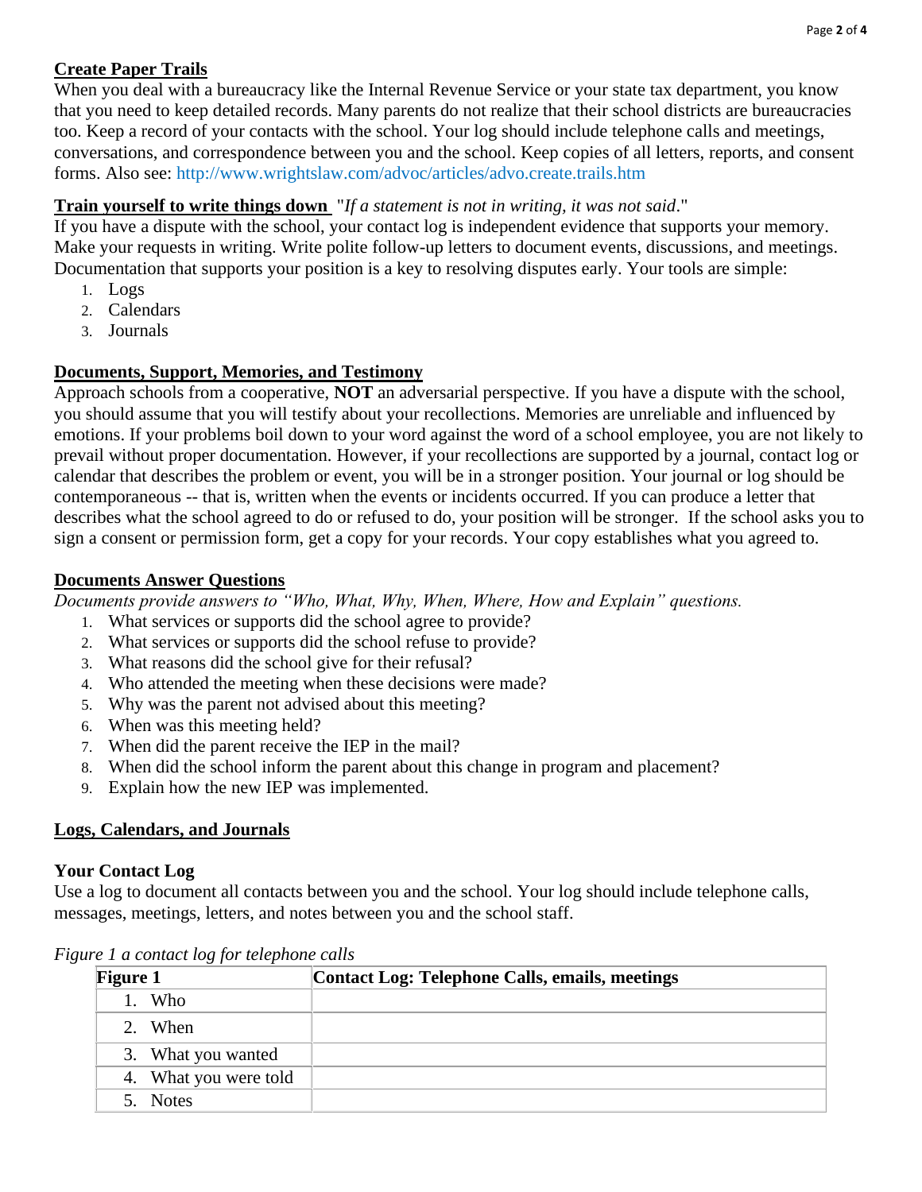## Create Paper Trails

When you deal with a bureaucracy like the Internal Revenue Service or your state tax department, you know that you need to keep detailed records. Many parents do not realize that their school districts are bureaucracies too. Keep a record of your contacts with the school. Your log should include telephone calls and meetings, conversations, and correspondence between you and the school. Keep copies of all letters, reports, and consent forms. Also see: http://www.wrightslaw.com/advoc/articles/advo.create.trails.htm

## Train yourself to write things down "*If a statement is not in writing, it was not said*."

If you have a dispute with the school, your contact log is independent evidence that supports your memory. Make your requests in writing. Write polite follow-up letters to document events, discussions, and meetings. Documentation that supports your position is a key to resolving disputes early. Your tools are simple:

1. Logs
2. Calendars
3. Journals

## Documents, Support, Memories, and Testimony

Approach schools from a cooperative, **NOT** an adversarial perspective. If you have a dispute with the school, you should assume that you will testify about your recollections. Memories are unreliable and influenced by emotions. If your problems boil down to your word against the word of a school employee, you are not likely to prevail without proper documentation. However, if your recollections are supported by a journal, contact log or calendar that describes the problem or event, you will be in a stronger position. Your journal or log should be contemporaneous -- that is, written when the events or incidents occurred. If you can produce a letter that describes what the school agreed to do or refused to do, your position will be stronger. If the school asks you to sign a consent or permission form, get a copy for your records. Your copy establishes what you agreed to.

## Documents Answer Questions

*Documents provide answers to "Who, What, Why, When, Where, How and Explain" questions.*

1. What services or supports did the school agree to provide?
2. What services or supports did the school refuse to provide?
3. What reasons did the school give for their refusal?
4. Who attended the meeting when these decisions were made?
5. Why was the parent not advised about this meeting?
6. When was this meeting held?
7. When did the parent receive the IEP in the mail?
8. When did the school inform the parent about this change in program and placement?
9. Explain how the new IEP was implemented.

## Logs, Calendars, and Journals

### Your Contact Log

Use a log to document all contacts between you and the school. Your log should include telephone calls, messages, meetings, letters, and notes between you and the school staff.

*Figure 1 a contact log for telephone calls*

| Figure 1 | Contact Log: Telephone Calls, emails, meetings |
|---|---|
| 1. Who | |
| 2. When | |
| 3. What you wanted | |
| 4. What you were told | |
| 5. Notes | |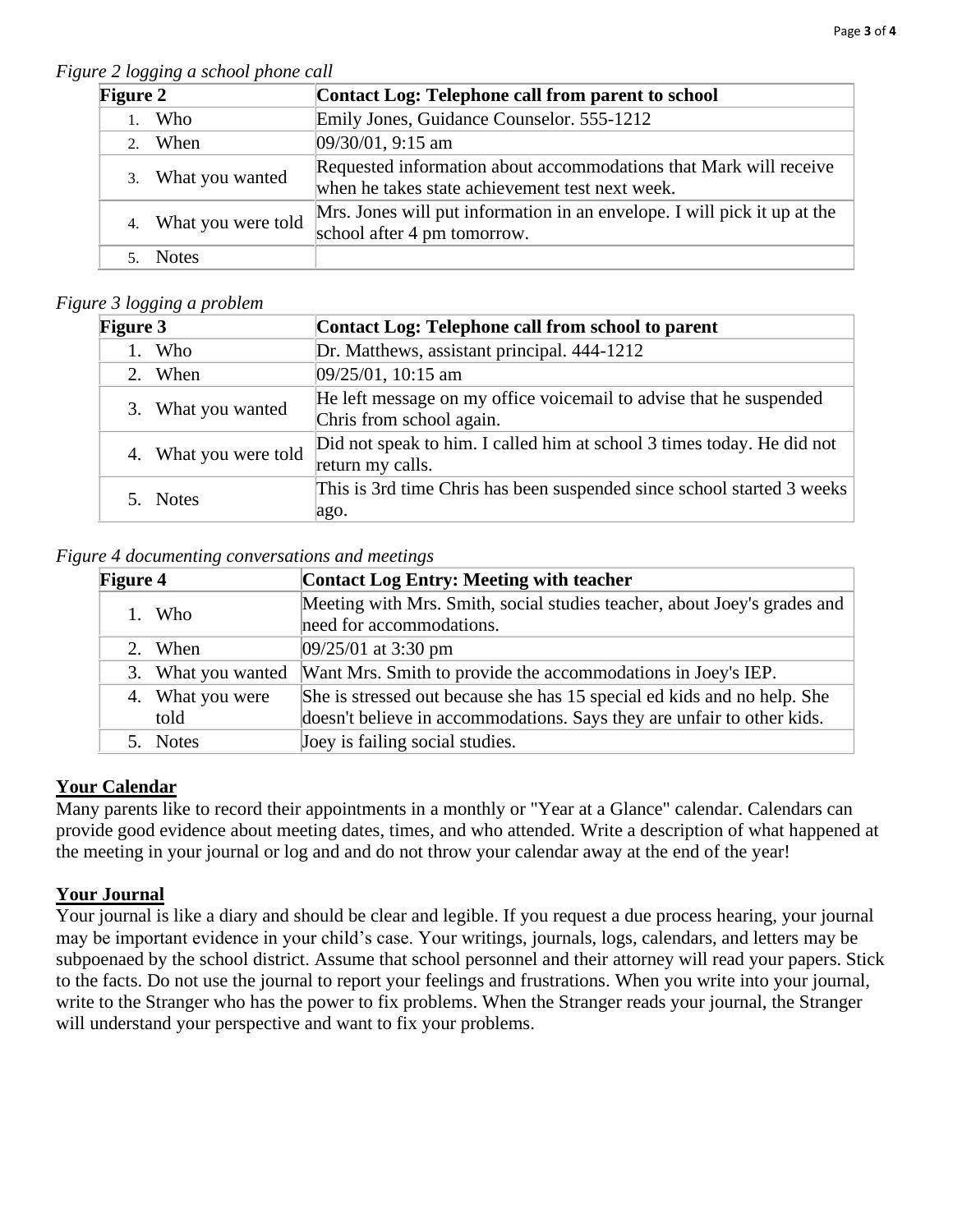*Figure 2 logging a school phone call*

| Figure 2 | Contact Log: Telephone call from parent to school |
|---|---|
| 1. Who | Emily Jones, Guidance Counselor. 555-1212 |
| 2. When | 09/30/01, 9:15 am |
| 3. What you wanted | Requested information about accommodations that Mark will receive when he takes state achievement test next week. |
| 4. What you were told | Mrs. Jones will put information in an envelope. I will pick it up at the school after 4 pm tomorrow. |
| 5. Notes | |

*Figure 3 logging a problem*

| Figure 3 | Contact Log: Telephone call from school to parent |
|---|---|
| 1. Who | Dr. Matthews, assistant principal. 444-1212 |
| 2. When | 09/25/01, 10:15 am |
| 3. What you wanted | He left message on my office voicemail to advise that he suspended Chris from school again. |
| 4. What you were told | Did not speak to him. I called him at school 3 times today. He did not return my calls. |
| 5. Notes | This is 3rd time Chris has been suspended since school started 3 weeks ago. |

*Figure 4 documenting conversations and meetings*

| Figure 4 | Contact Log Entry: Meeting with teacher |
|---|---|
| 1. Who | Meeting with Mrs. Smith, social studies teacher, about Joey's grades and need for accommodations. |
| 2. When | 09/25/01 at 3:30 pm |
| 3. What you wanted | Want Mrs. Smith to provide the accommodations in Joey's IEP. |
| 4. What you were told | She is stressed out because she has 15 special ed kids and no help. She doesn't believe in accommodations. Says they are unfair to other kids. |
| 5. Notes | Joey is failing social studies. |

## Your Calendar

Many parents like to record their appointments in a monthly or "Year at a Glance" calendar. Calendars can provide good evidence about meeting dates, times, and who attended. Write a description of what happened at the meeting in your journal or log and and do not throw your calendar away at the end of the year!

## Your Journal

Your journal is like a diary and should be clear and legible. If you request a due process hearing, your journal may be important evidence in your child's case. Your writings, journals, logs, calendars, and letters may be subpoenaed by the school district. Assume that school personnel and their attorney will read your papers. Stick to the facts. Do not use the journal to report your feelings and frustrations. When you write into your journal, write to the Stranger who has the power to fix problems. When the Stranger reads your journal, the Stranger will understand your perspective and want to fix your problems.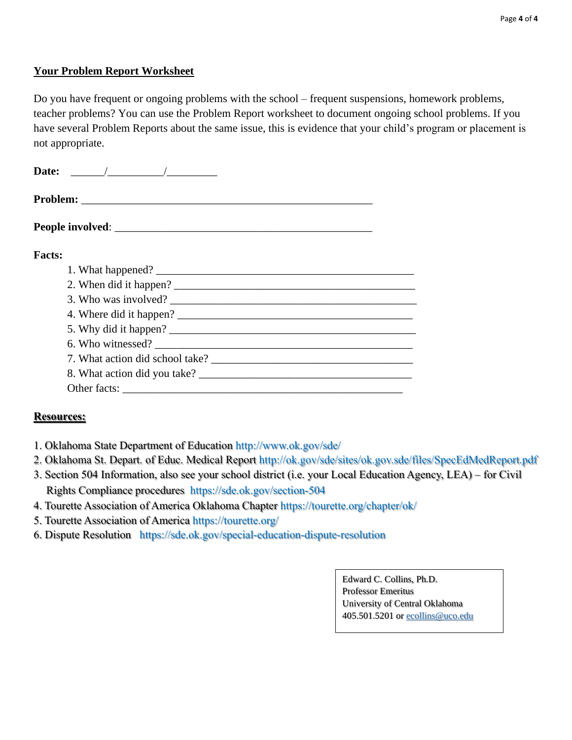**<u>Your Problem Report Worksheet</u>**

Do you have frequent or ongoing problems with the school – frequent suspensions, homework problems, teacher problems? You can use the Problem Report worksheet to document ongoing school problems. If you have several Problem Reports about the same issue, this is evidence that your child's program or placement is not appropriate.

**Date:** ______/__________/_________

**Problem:** _______________________________________________________

**People involved**: _______________________________________________

**Facts:**

1. What happened? _______________________________________________
2. When did it happen? ____________________________________________
3. Who was involved? ______________________________________________
4. Where did it happen? ____________________________________________
5. Why did it happen? ______________________________________________
6. Who witnessed? _________________________________________________
7. What action did school take? ______________________________________
8. What action did you take? ________________________________________

Other facts: ____________________________________________________

**<u>Resources:</u>**

1. Oklahoma State Department of Education http://www.ok.gov/sde/
2. Oklahoma St. Depart. of Educ. Medical Report http://ok.gov/sde/sites/ok.gov.sde/files/SpecEdMedReport.pdf
3. Section 504 Information, also see your school district (i.e. your Local Education Agency, LEA) – for Civil Rights Compliance procedures https://sde.ok.gov/section-504
4. Tourette Association of America Oklahoma Chapter https://tourette.org/chapter/ok/
5. Tourette Association of America https://tourette.org/
6. Dispute Resolution https://sde.ok.gov/special-education-dispute-resolution

Edward C. Collins, Ph.D.
Professor Emeritus
University of Central Oklahoma
405.501.5201 or ecollins@uco.edu